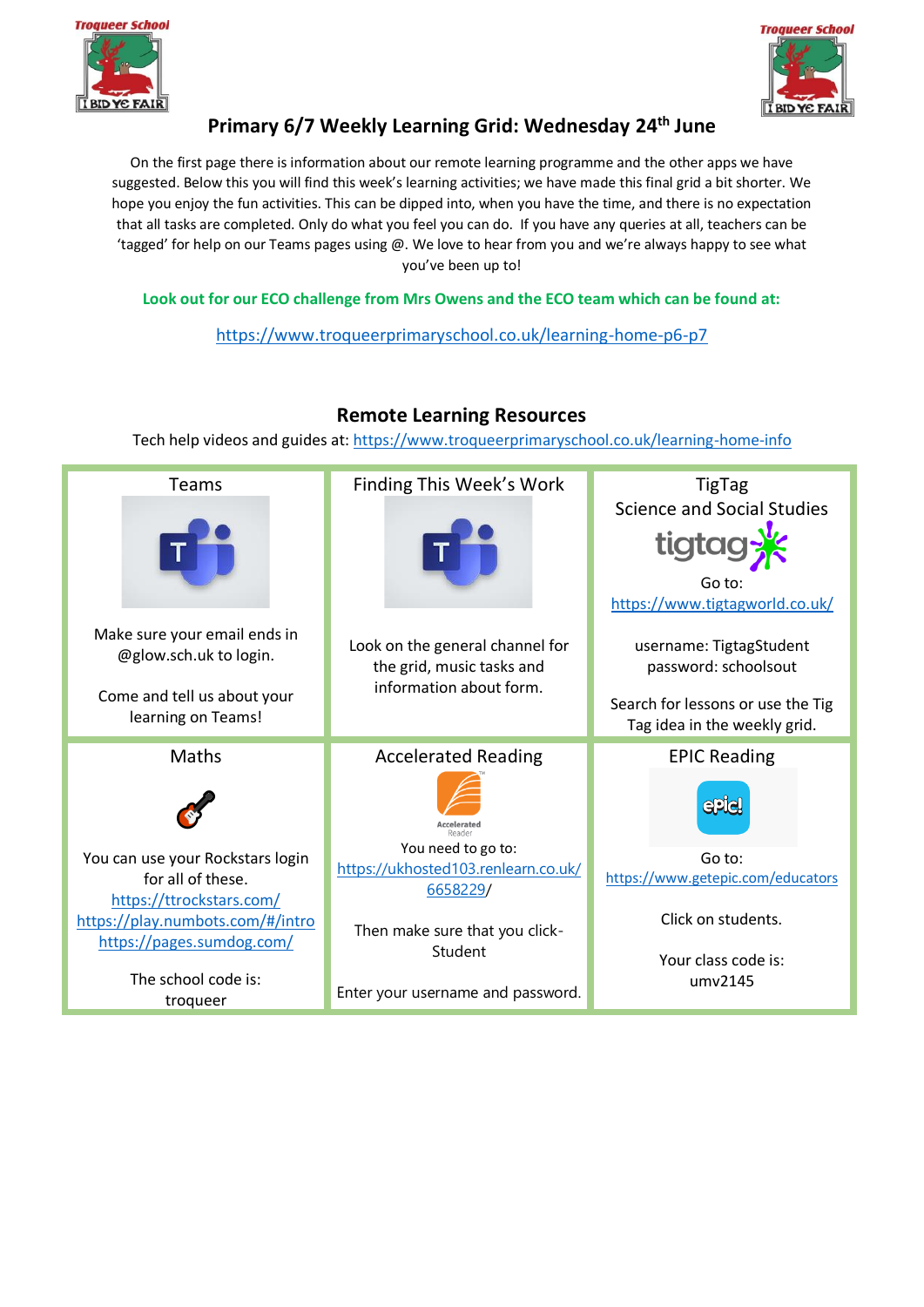# Primary 6/7 Weekly Learning Grid: Wednesday 24th June

On the first page there is information about our remote learning programme and the other apps we have suggested. Below this you will find this week's learning activities; we have made this final grid a bit shorter. We hope you enjoy the fun activities. This can be dipped into, when you have the time, and there is no expectation that all tasks are completed. Only do what you feel you can do. If you have any queries at all, teachers can be 'tagged' for help on our Teams pages using @. We love to hear from you and we're always happy to see what you've been up to!

**Look out for our ECO challenge from Mrs Owens and the ECO team which can be found at:**

https://www.troqueerprimaryschool.co.uk/learning-home-p6-p7

## Remote Learning Resources

Tech help videos and guides at: https://www.troqueerprimaryschool.co.uk/learning-home-info

| Teams | Finding This Week's Work | TigTag Science and Social Studies |
|---|---|---|
| Make sure your email ends in @glow.sch.uk to login.<br><br>Come and tell us about your learning on Teams! | Look on the general channel for the grid, music tasks and information about form. | Go to: https://www.tigtagworld.co.uk/<br><br>username: TigtagStudent<br>password: schoolsout<br><br>Search for lessons or use the Tig Tag idea in the weekly grid. |
| **Maths** | **Accelerated Reading** | **EPIC Reading** |
| You can use your Rockstars login for all of these.<br>https://ttrockstars.com/<br>https://play.numbots.com/#/intro<br>https://pages.sumdog.com/<br><br>The school code is: troqueer | You need to go to: https://ukhosted103.renlearn.co.uk/6658229/<br><br>Then make sure that you click-Student<br><br>Enter your username and password. | Go to: https://www.getepic.com/educators<br><br>Click on students.<br><br>Your class code is: umv2145 |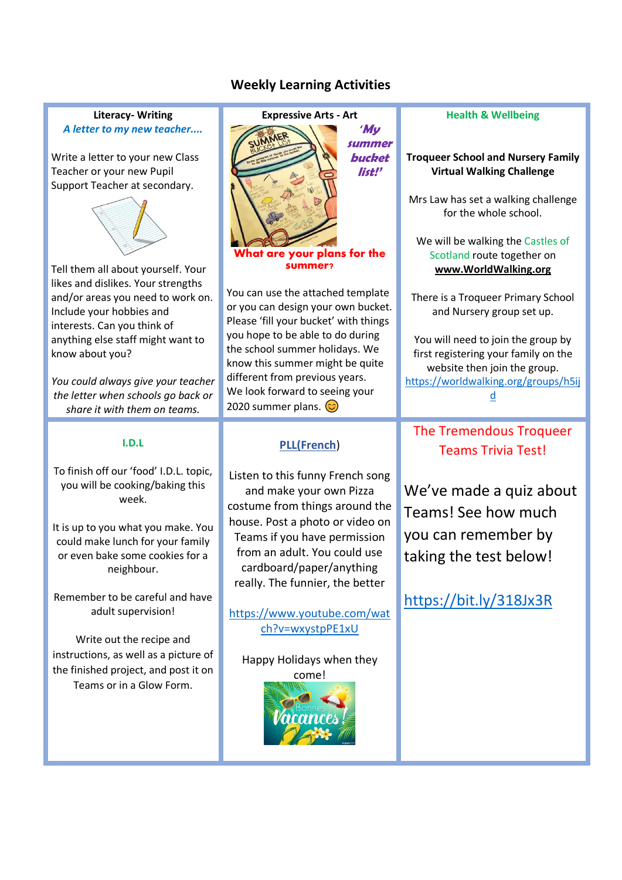# Weekly Learning Activities

## Literacy- Writing

***A letter to my new teacher....***

Write a letter to your new Class Teacher or your new Pupil Support Teacher at secondary.

Tell them all about yourself. Your likes and dislikes. Your strengths and/or areas you need to work on. Include your hobbies and interests. Can you think of anything else staff might want to know about you?

*You could always give your teacher the letter when schools go back or share it with them on teams.*

## Expressive Arts - Art

***'My summer bucket list!'***

**What are your plans for the summer?**

You can use the attached template or you can design your own bucket. Please 'fill your bucket' with things you hope to be able to do during the school summer holidays. We know this summer might be quite different from previous years. We look forward to seeing your 2020 summer plans. 😊

## Health & Wellbeing

**Troqueer School and Nursery Family Virtual Walking Challenge**

Mrs Law has set a walking challenge for the whole school.

We will be walking the Castles of Scotland route together on **www.WorldWalking.org**

There is a Troqueer Primary School and Nursery group set up.

You will need to join the group by first registering your family on the website then join the group. https://worldwalking.org/groups/h5ijd

## I.D.L

To finish off our 'food' I.D.L. topic, you will be cooking/baking this week.

It is up to you what you make. You could make lunch for your family or even bake some cookies for a neighbour.

Remember to be careful and have adult supervision!

Write out the recipe and instructions, as well as a picture of the finished project, and post it on Teams or in a Glow Form.

## PLL(French)

Listen to this funny French song and make your own Pizza costume from things around the house. Post a photo or video on Teams if you have permission from an adult. You could use cardboard/paper/anything really. The funnier, the better

https://www.youtube.com/watch?v=wxystpPE1xU

Happy Holidays when they come!

## The Tremendous Troqueer Teams Trivia Test!

We've made a quiz about Teams! See how much you can remember by taking the test below!

https://bit.ly/318Jx3R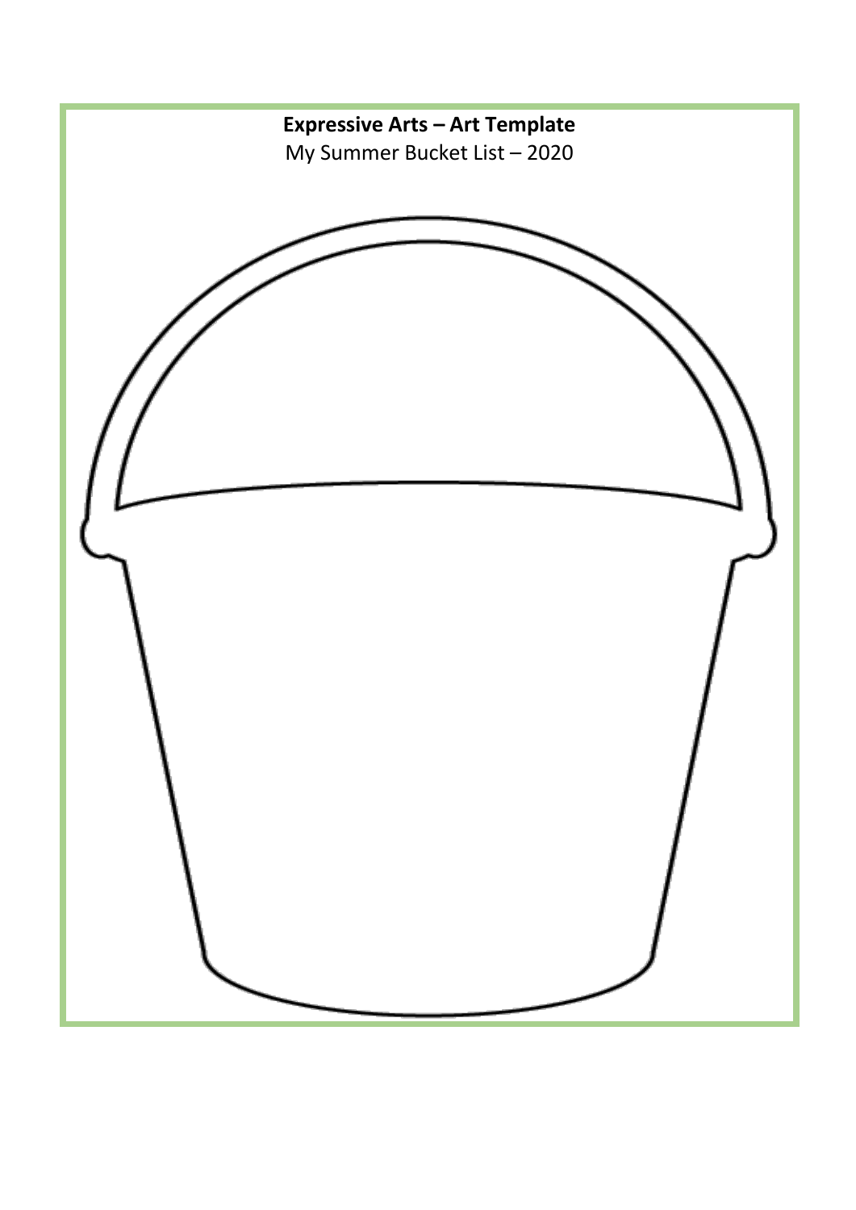**Expressive Arts – Art Template**

My Summer Bucket List – 2020